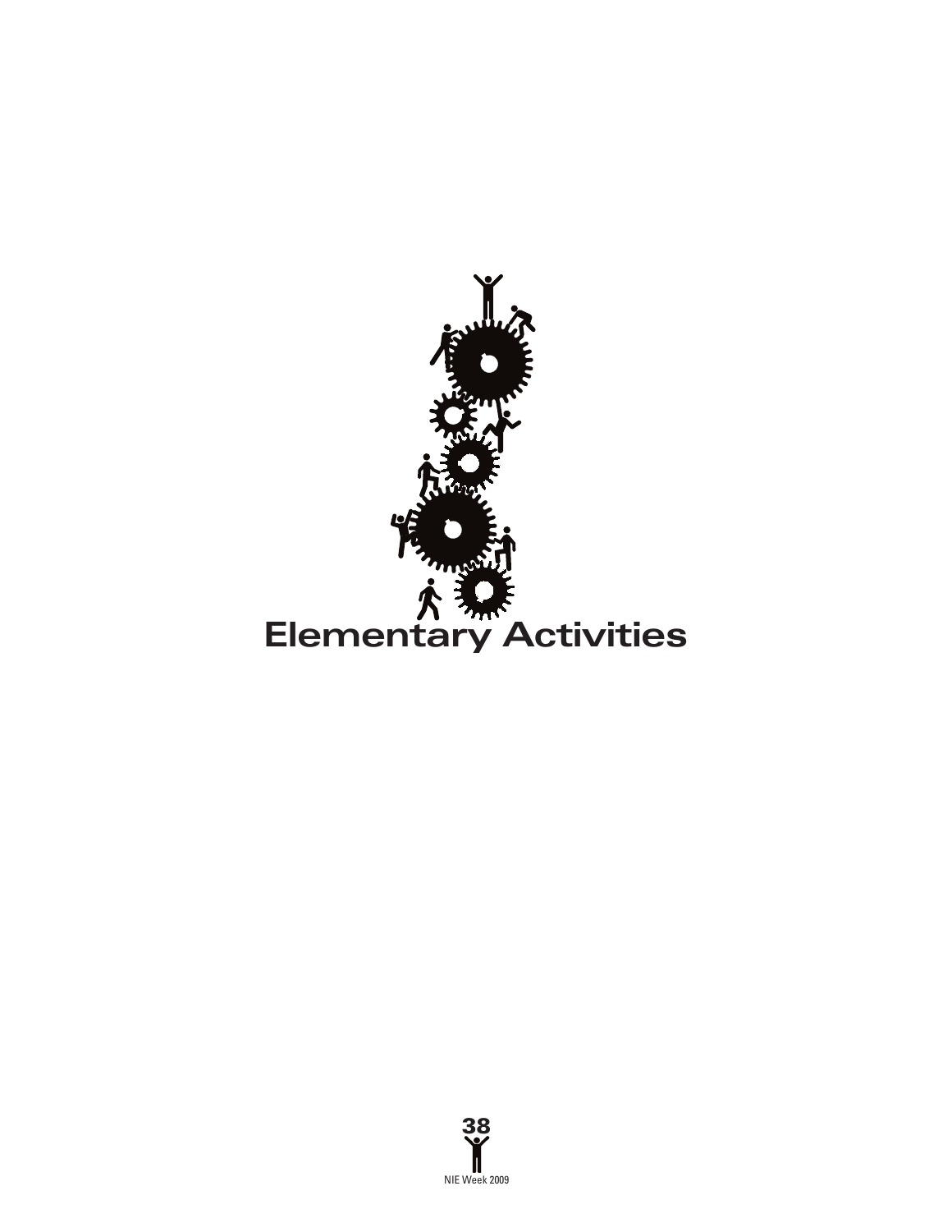# Elementary Activities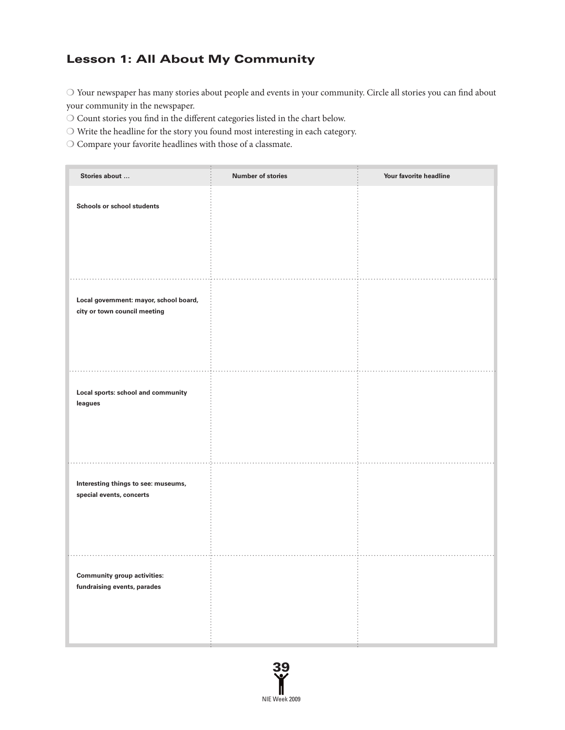## Lesson 1: All About My Community

- Your newspaper has many stories about people and events in your community. Circle all stories you can find about your community in the newspaper.
- Count stories you find in the different categories listed in the chart below.
- Write the headline for the story you found most interesting in each category.
- Compare your favorite headlines with those of a classmate.

| Stories about … | Number of stories | Your favorite headline |
|---|---|---|
| **Schools or school students** | | |
| **Local government: mayor, school board, city or town council meeting** | | |
| **Local sports: school and community leagues** | | |
| **Interesting things to see: museums, special events, concerts** | | |
| **Community group activities: fundraising events, parades** | | |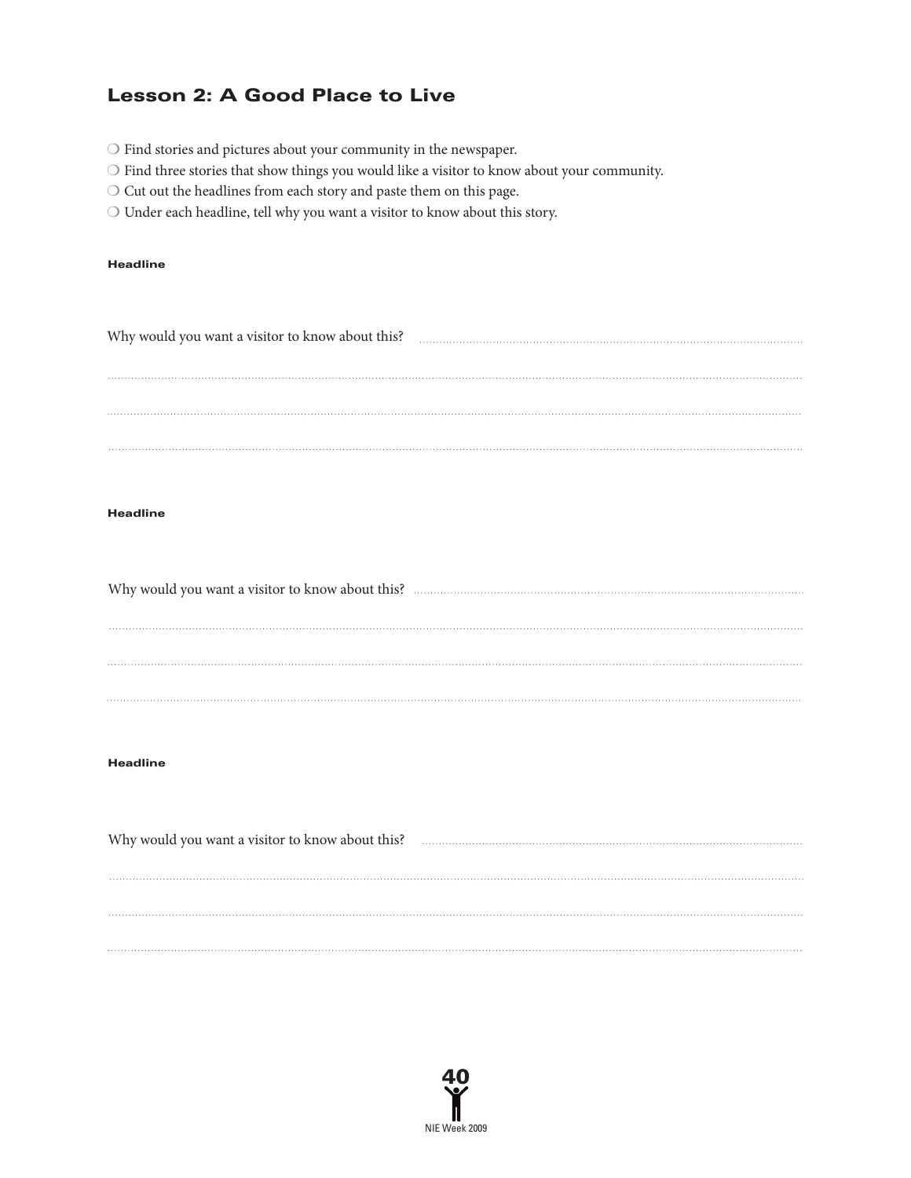## Lesson 2: A Good Place to Live

- ❍ Find stories and pictures about your community in the newspaper.
- ❍ Find three stories that show things you would like a visitor to know about your community.
- ❍ Cut out the headlines from each story and paste them on this page.
- ❍ Under each headline, tell why you want a visitor to know about this story.

**Headline**

Why would you want a visitor to know about this? ..............................................

..............................................

..............................................

..............................................

**Headline**

Why would you want a visitor to know about this? ..............................................

..............................................

..............................................

..............................................

**Headline**

Why would you want a visitor to know about this? ..............................................

..............................................

..............................................

..............................................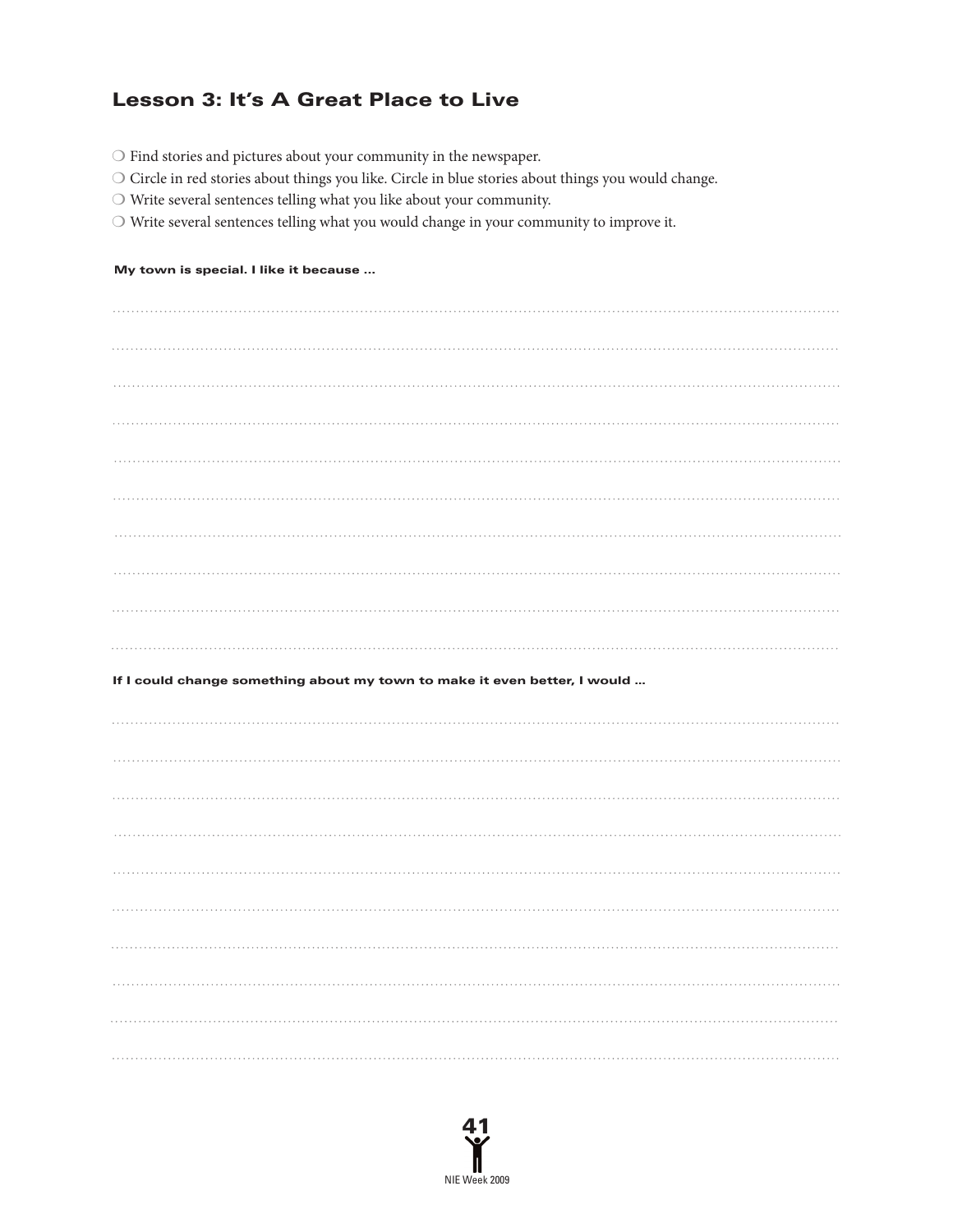## Lesson 3: It's A Great Place to Live

- ❍ Find stories and pictures about your community in the newspaper.
- ❍ Circle in red stories about things you like. Circle in blue stories about things you would change.
- ❍ Write several sentences telling what you like about your community.
- ❍ Write several sentences telling what you would change in your community to improve it.

**My town is special. I like it because ...**

..........................................................................................................................................

..........................................................................................................................................

..........................................................................................................................................

..........................................................................................................................................

..........................................................................................................................................

..........................................................................................................................................

..........................................................................................................................................

..........................................................................................................................................

..........................................................................................................................................

..........................................................................................................................................

**If I could change something about my town to make it even better, I would ...**

..........................................................................................................................................

..........................................................................................................................................

..........................................................................................................................................

..........................................................................................................................................

..........................................................................................................................................

..........................................................................................................................................

..........................................................................................................................................

..........................................................................................................................................

..........................................................................................................................................

..........................................................................................................................................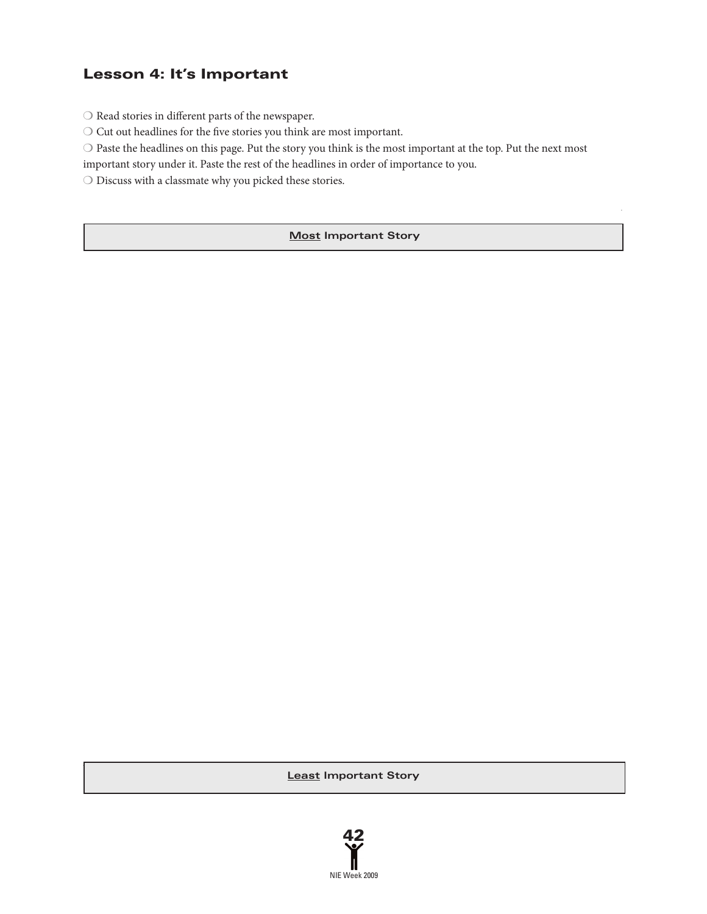## Lesson 4: It's Important

❍ Read stories in different parts of the newspaper.

❍ Cut out headlines for the five stories you think are most important.

❍ Paste the headlines on this page. Put the story you think is the most important at the top. Put the next most important story under it. Paste the rest of the headlines in order of importance to you.

❍ Discuss with a classmate why you picked these stories.

| **<u>Most</u> Important Story** |
|---|

| **<u>Least</u> Important Story** |
|---|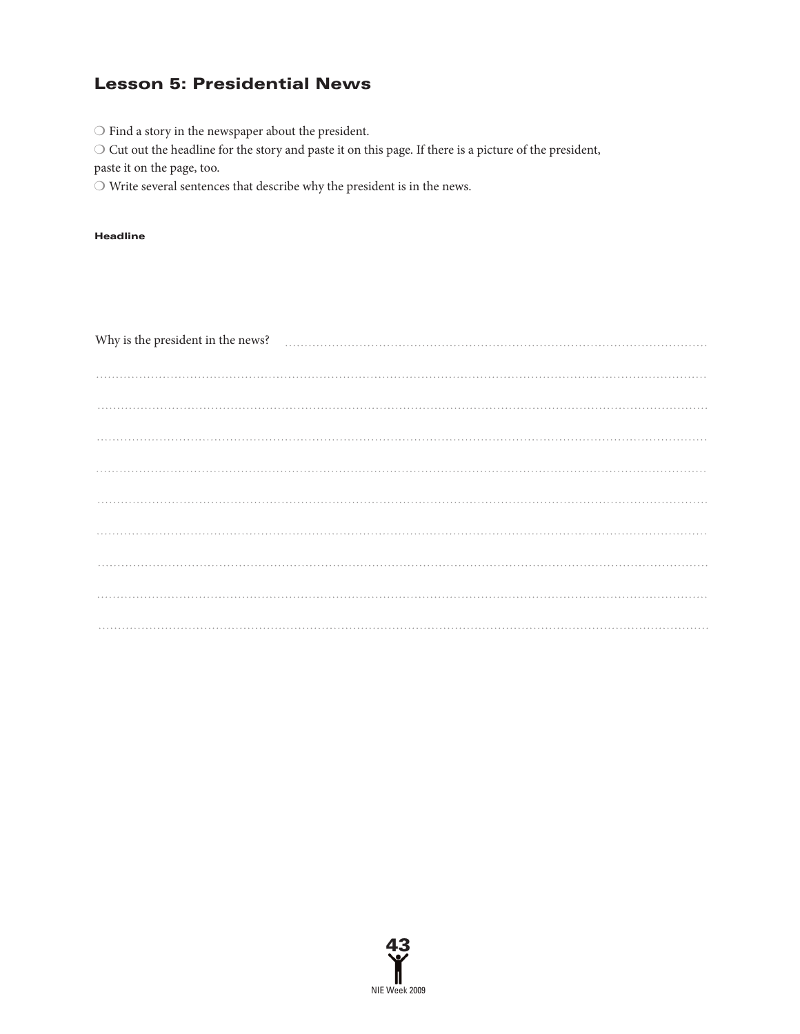## Lesson 5: Presidential News

- ❍ Find a story in the newspaper about the president.
- ❍ Cut out the headline for the story and paste it on this page. If there is a picture of the president, paste it on the page, too.
- ❍ Write several sentences that describe why the president is in the news.

**Headline**

Why is the president in the news? ..............................................................................................

....................................................................................................................................................

....................................................................................................................................................

....................................................................................................................................................

....................................................................................................................................................

....................................................................................................................................................

....................................................................................................................................................

....................................................................................................................................................

....................................................................................................................................................

....................................................................................................................................................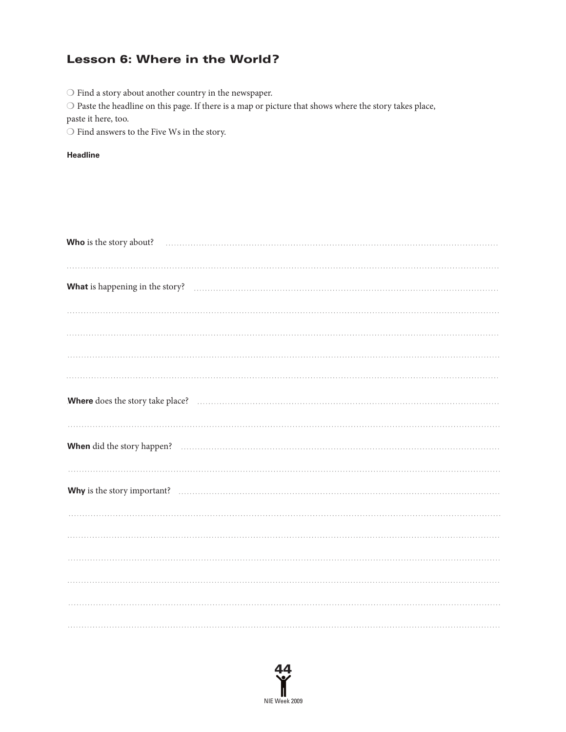## Lesson 6: Where in the World?

- ❍ Find a story about another country in the newspaper.
- ❍ Paste the headline on this page. If there is a map or picture that shows where the story takes place, paste it here, too.
- ❍ Find answers to the Five Ws in the story.

**Headline**

**Who** is the story about? ..........................................................................................................

..........................................................................................................

**What** is happening in the story? ..........................................................................................................

..........................................................................................................

..........................................................................................................

..........................................................................................................

..........................................................................................................

**Where** does the story take place? ..........................................................................................................

..........................................................................................................

**When** did the story happen? ..........................................................................................................

..........................................................................................................

**Why** is the story important? ..........................................................................................................

..........................................................................................................

..........................................................................................................

..........................................................................................................

..........................................................................................................

..........................................................................................................

..........................................................................................................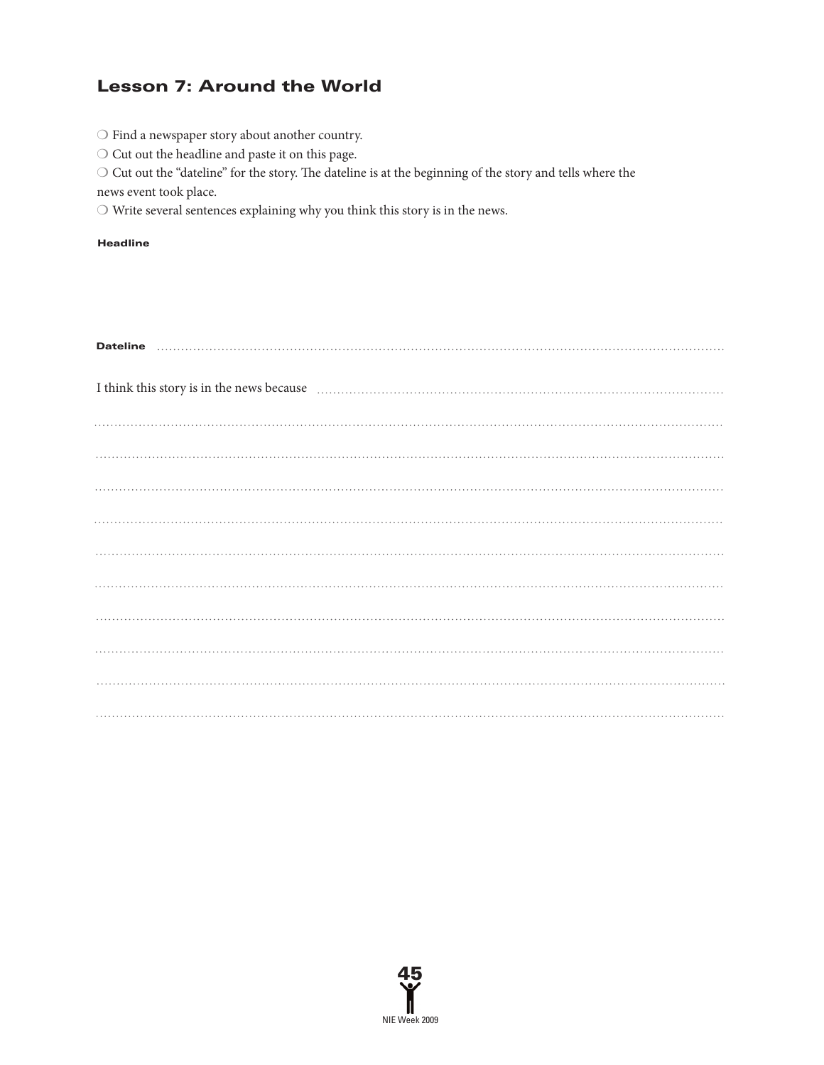## Lesson 7: Around the World

❍ Find a newspaper story about another country.
❍ Cut out the headline and paste it on this page.
❍ Cut out the "dateline" for the story. The dateline is at the beginning of the story and tells where the news event took place.
❍ Write several sentences explaining why you think this story is in the news.

**Headline**

**Dateline** ..................................................................................................................................

I think this story is in the news because ..........................................................................................

..........................................................................................................................................................

..........................................................................................................................................................

..........................................................................................................................................................

..........................................................................................................................................................

..........................................................................................................................................................

..........................................................................................................................................................

..........................................................................................................................................................

..........................................................................................................................................................

..........................................................................................................................................................

..........................................................................................................................................................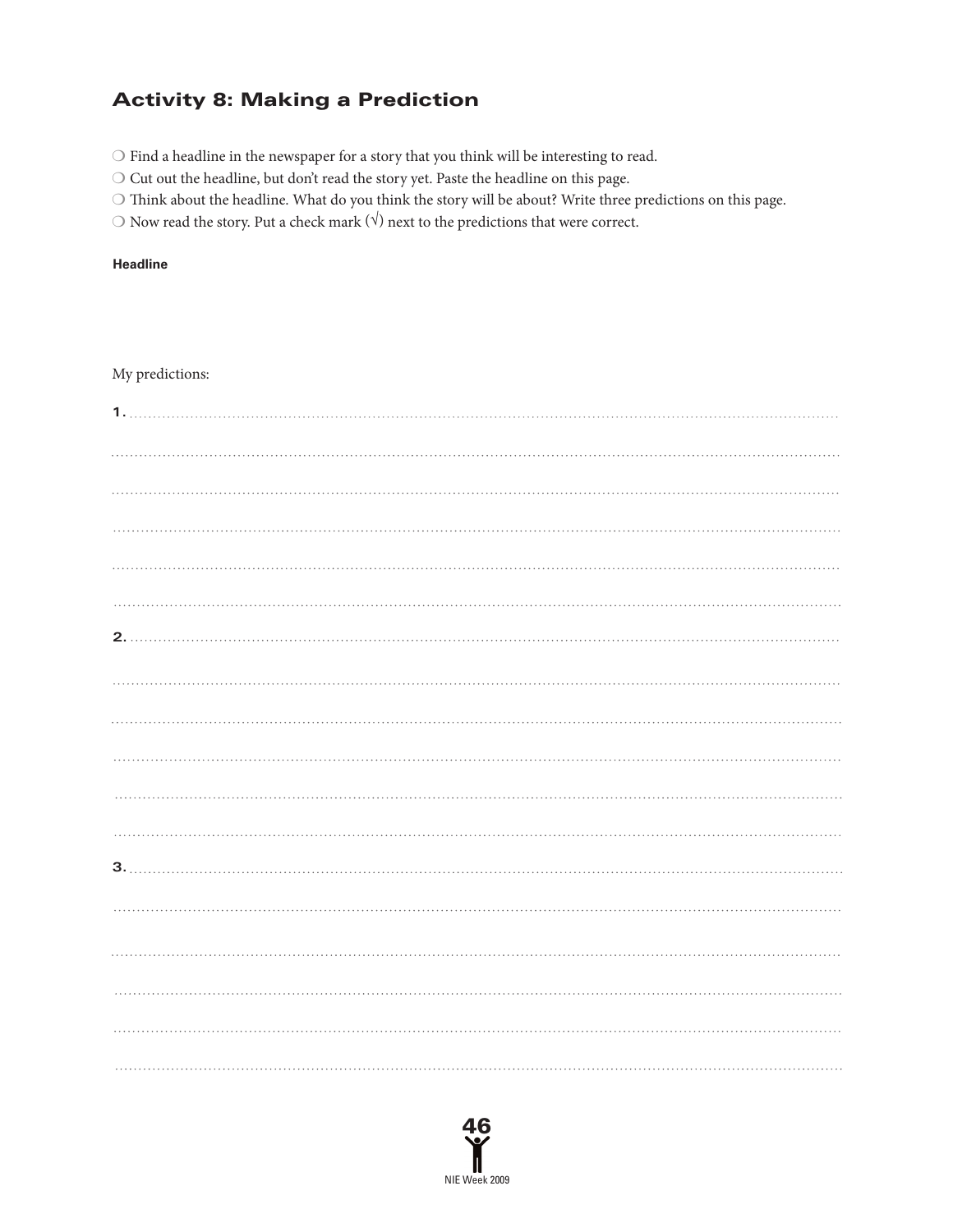## Activity 8: Making a Prediction

- ❍ Find a headline in the newspaper for a story that you think will be interesting to read.
- ❍ Cut out the headline, but don't read the story yet. Paste the headline on this page.
- ❍ Think about the headline. What do you think the story will be about? Write three predictions on this page.
- ❍ Now read the story. Put a check mark (√) next to the predictions that were correct.

**Headline**

My predictions:

1. ..........................................................................................................................................

..........................................................................................................................................

..........................................................................................................................................

..........................................................................................................................................

..........................................................................................................................................

..........................................................................................................................................

2. ..........................................................................................................................................

..........................................................................................................................................

..........................................................................................................................................

..........................................................................................................................................

..........................................................................................................................................

..........................................................................................................................................

3. ..........................................................................................................................................

..........................................................................................................................................

..........................................................................................................................................

..........................................................................................................................................

..........................................................................................................................................

..........................................................................................................................................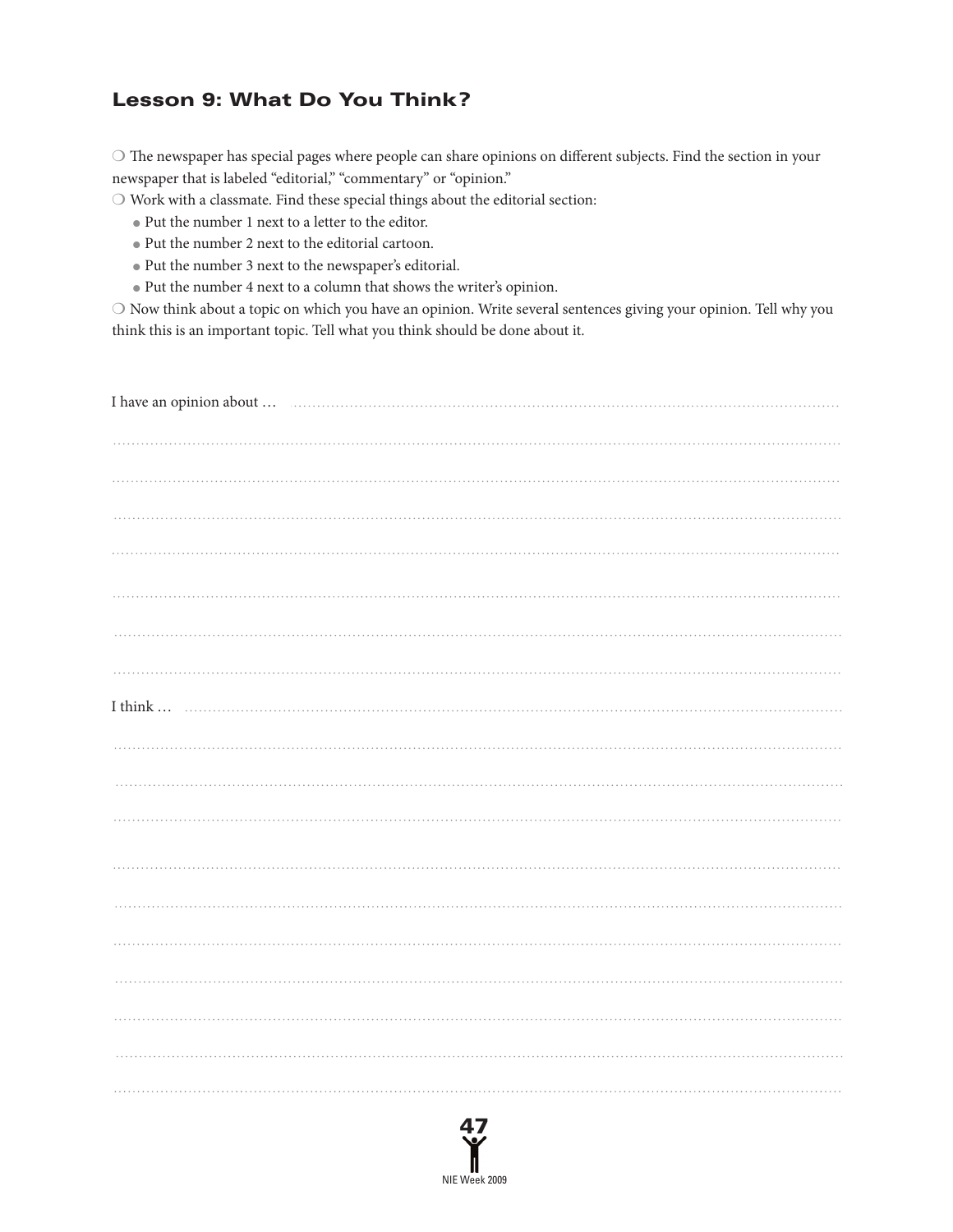## Lesson 9: What Do You Think?

❍ The newspaper has special pages where people can share opinions on different subjects. Find the section in your newspaper that is labeled "editorial," "commentary" or "opinion."

❍ Work with a classmate. Find these special things about the editorial section:

- Put the number 1 next to a letter to the editor.
- Put the number 2 next to the editorial cartoon.
- Put the number 3 next to the newspaper's editorial.
- Put the number 4 next to a column that shows the writer's opinion.

❍ Now think about a topic on which you have an opinion. Write several sentences giving your opinion. Tell why you think this is an important topic. Tell what you think should be done about it.

I have an opinion about … ....................................................................................................

..............................................................................................................................

..............................................................................................................................

..............................................................................................................................

..............................................................................................................................

..............................................................................................................................

..............................................................................................................................

..............................................................................................................................

I think … ..............................................................................................................

..............................................................................................................................

..............................................................................................................................

..............................................................................................................................

..............................................................................................................................

..............................................................................................................................

..............................................................................................................................

..............................................................................................................................

..............................................................................................................................

..............................................................................................................................

..............................................................................................................................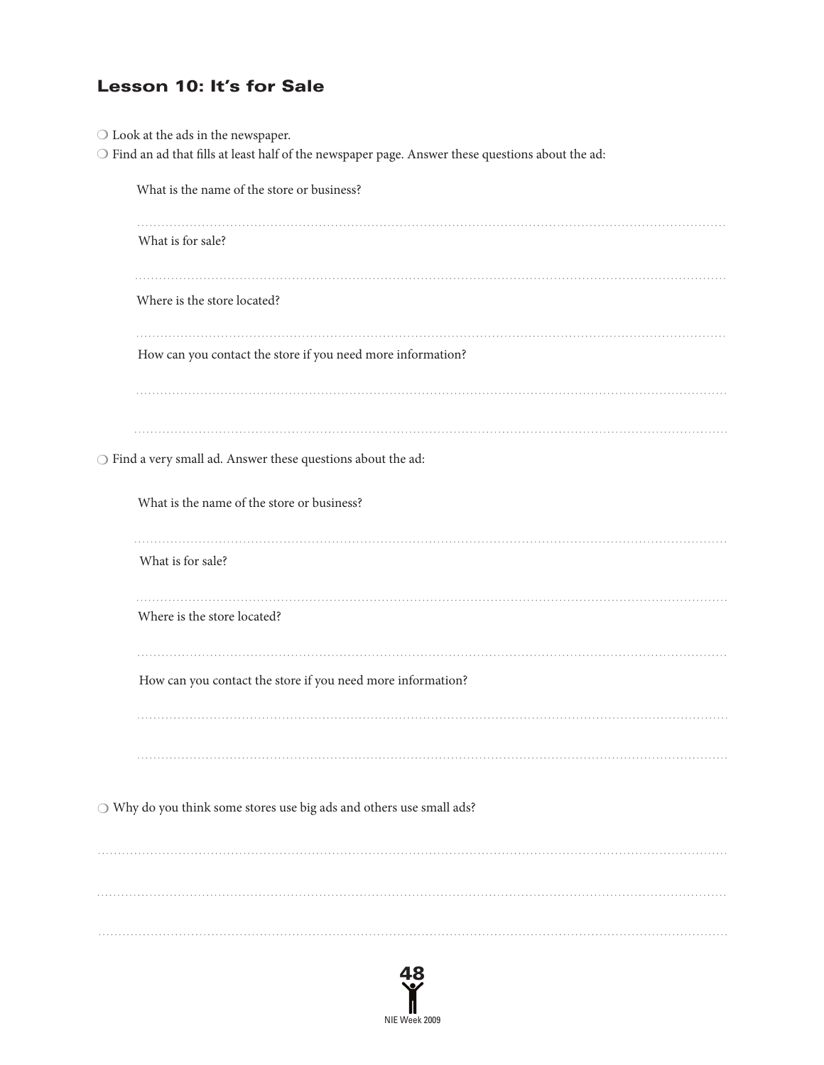## Lesson 10: It's for Sale

- Look at the ads in the newspaper.
- Find an ad that fills at least half of the newspaper page. Answer these questions about the ad:

  What is the name of the store or business?

  What is for sale?

  Where is the store located?

  How can you contact the store if you need more information?

- Find a very small ad. Answer these questions about the ad:

  What is the name of the store or business?

  What is for sale?

  Where is the store located?

  How can you contact the store if you need more information?

- Why do you think some stores use big ads and others use small ads?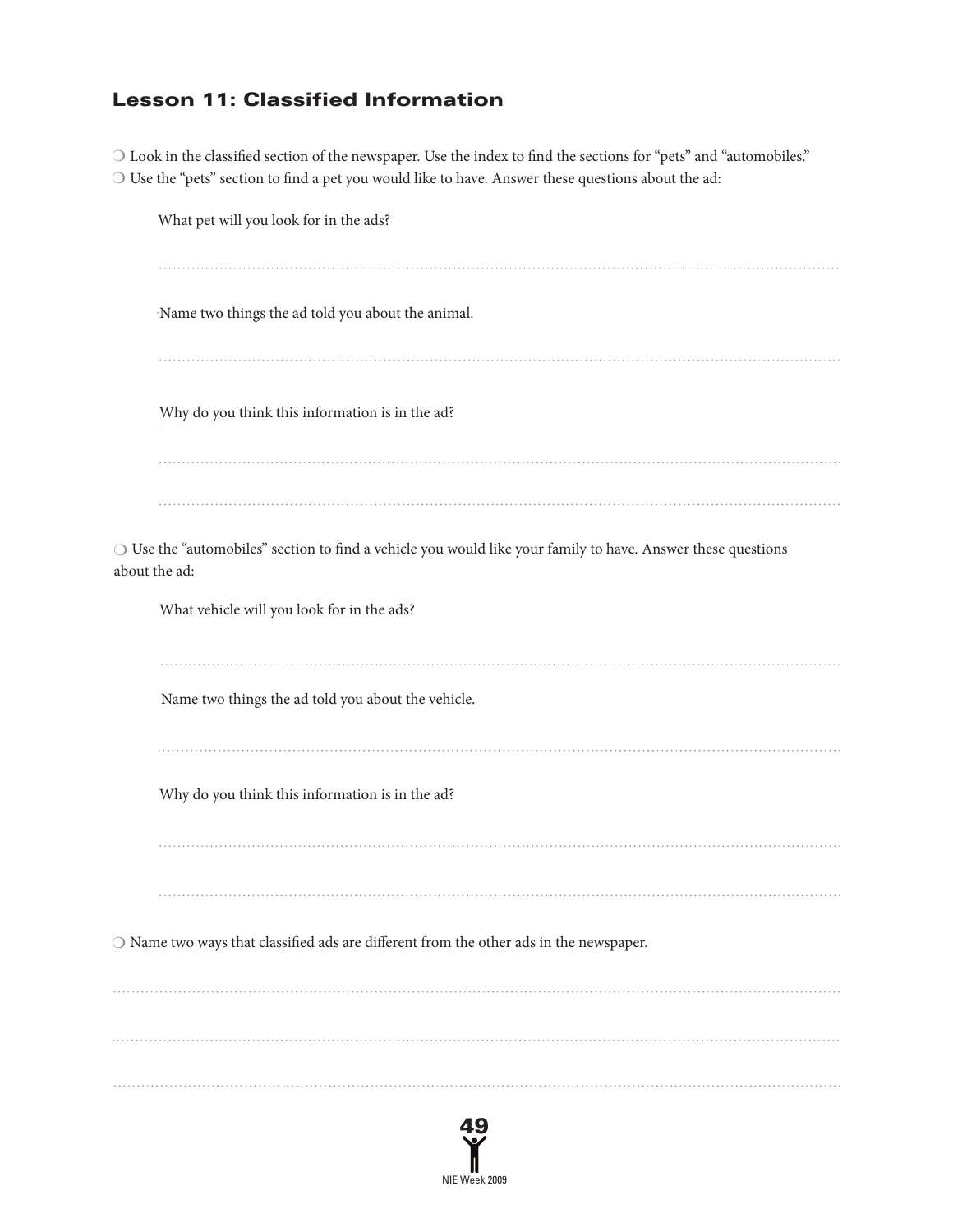## Lesson 11: Classified Information

❍ Look in the classified section of the newspaper. Use the index to find the sections for "pets" and "automobiles."
❍ Use the "pets" section to find a pet you would like to have. Answer these questions about the ad:

What pet will you look for in the ads?

............................................................

Name two things the ad told you about the animal.

............................................................

Why do you think this information is in the ad?

............................................................

............................................................

❍ Use the "automobiles" section to find a vehicle you would like your family to have. Answer these questions about the ad:

What vehicle will you look for in the ads?

............................................................

Name two things the ad told you about the vehicle.

............................................................

Why do you think this information is in the ad?

............................................................

............................................................

❍ Name two ways that classified ads are different from the other ads in the newspaper.

............................................................

............................................................

............................................................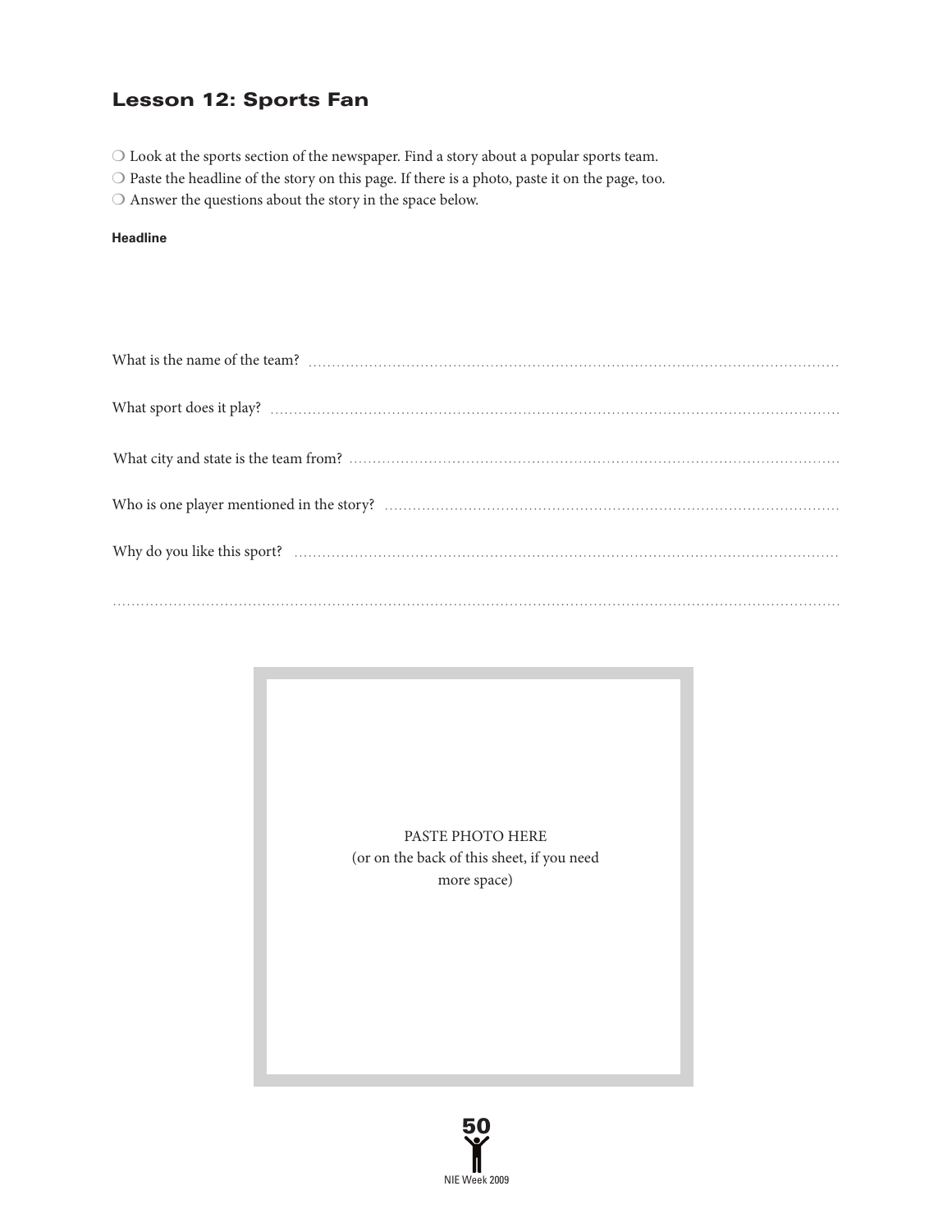## Lesson 12: Sports Fan

- ❍ Look at the sports section of the newspaper. Find a story about a popular sports team.
- ❍ Paste the headline of the story on this page. If there is a photo, paste it on the page, too.
- ❍ Answer the questions about the story in the space below.

**Headline**

What is the name of the team? ..........................................................................................................

What sport does it play? ..........................................................................................................

What city and state is the team from? ..........................................................................................................

Who is one player mentioned in the story? ..........................................................................................................

Why do you like this sport? ..........................................................................................................

..........................................................................................................

PASTE PHOTO HERE
(or on the back of this sheet, if you need more space)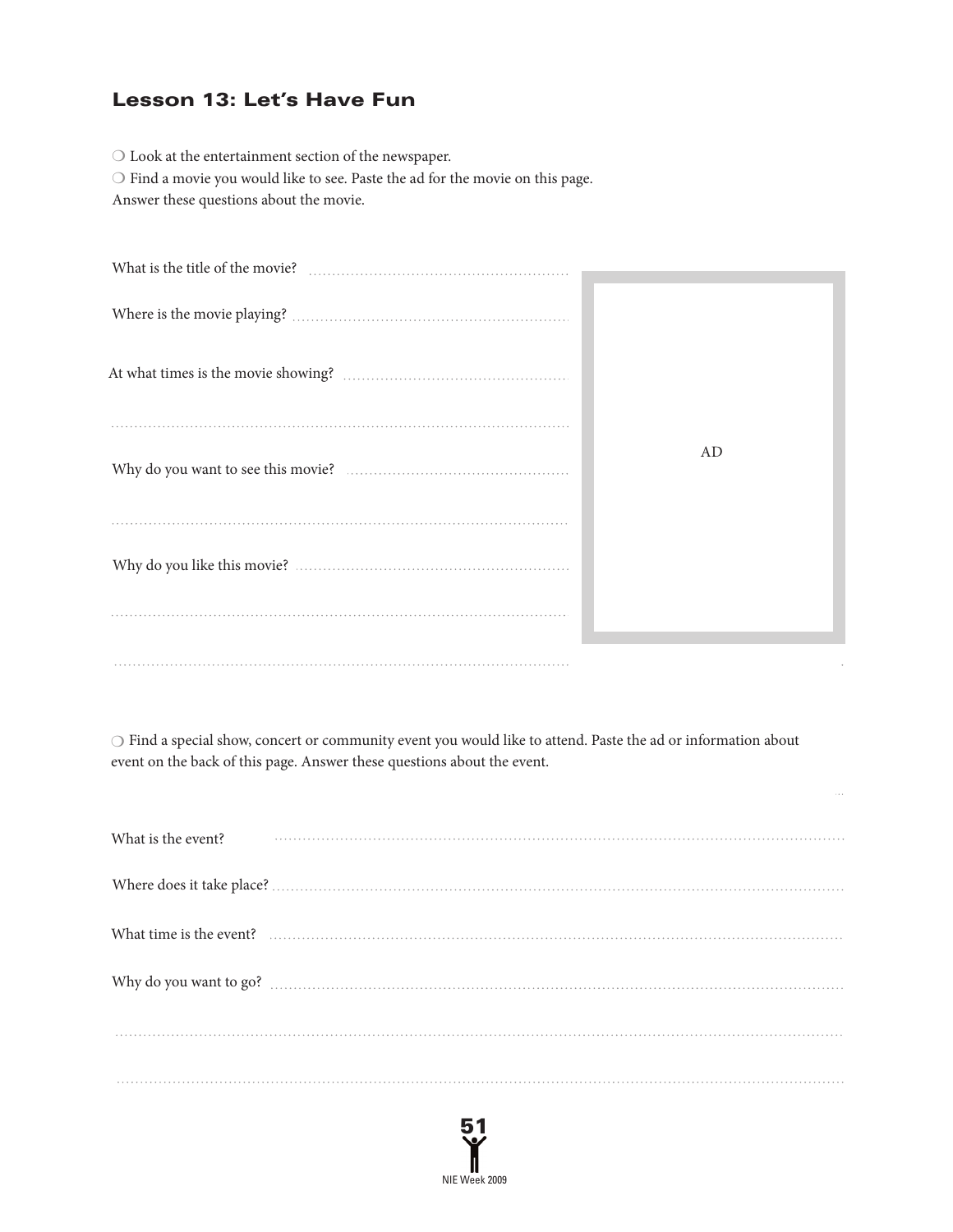## Lesson 13: Let's Have Fun

- Look at the entertainment section of the newspaper.
- Find a movie you would like to see. Paste the ad for the movie on this page.

Answer these questions about the movie.

What is the title of the movie? ..................................................

Where is the movie playing? ..................................................

At what times is the movie showing? ..................................................

..................................................

Why do you want to see this movie? ..................................................

..................................................

Why do you like this movie? ..................................................

..................................................

..................................................

AD

- Find a special show, concert or community event you would like to attend. Paste the ad or information about event on the back of this page. Answer these questions about the event.

What is the event? ..................................................

Where does it take place? ..................................................

What time is the event? ..................................................

Why do you want to go? ..................................................

..................................................

..................................................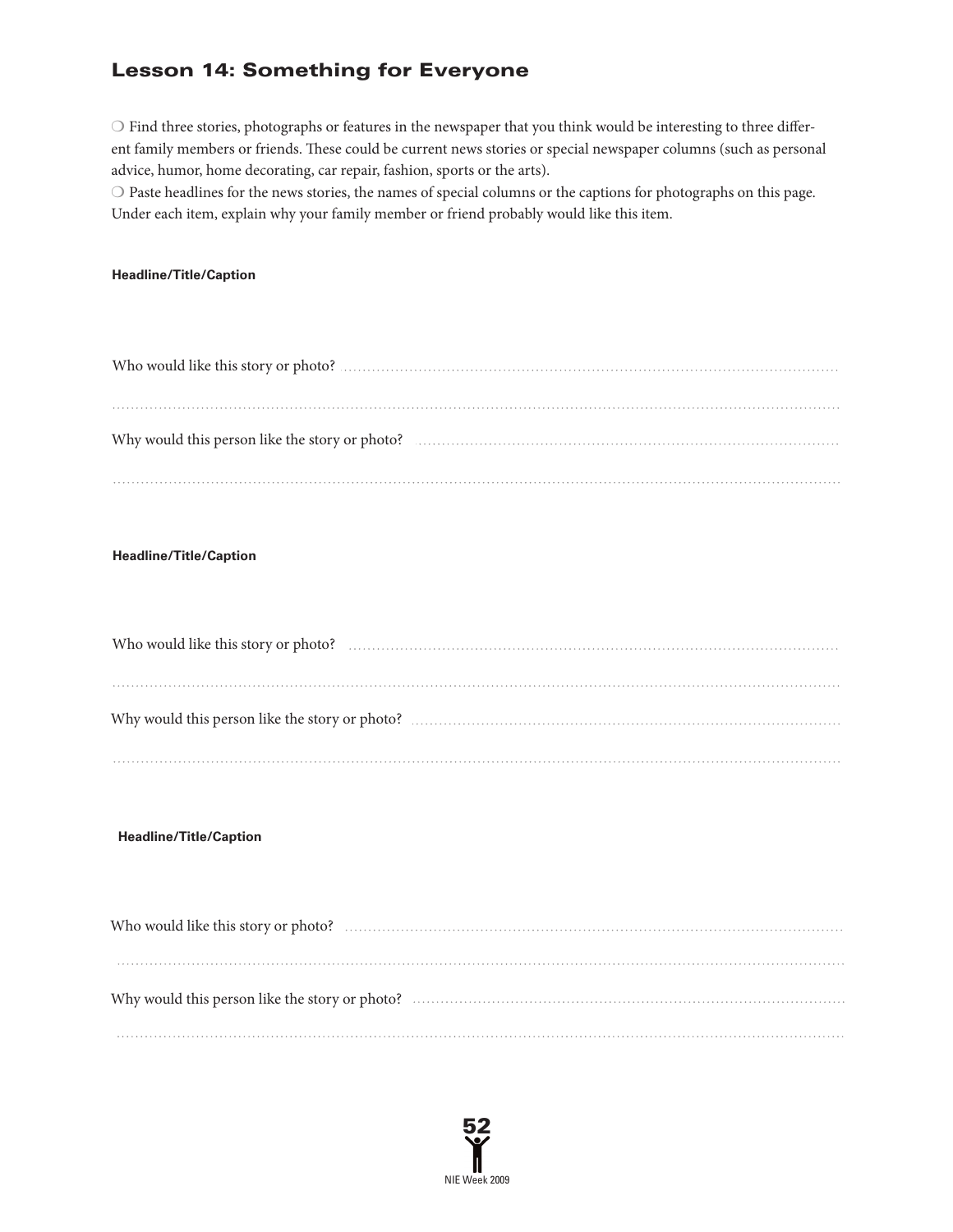## Lesson 14: Something for Everyone

❍ Find three stories, photographs or features in the newspaper that you think would be interesting to three different family members or friends. These could be current news stories or special newspaper columns (such as personal advice, humor, home decorating, car repair, fashion, sports or the arts).

❍ Paste headlines for the news stories, the names of special columns or the captions for photographs on this page. Under each item, explain why your family member or friend probably would like this item.

**Headline/Title/Caption**

Who would like this story or photo? ..............................................................................................

..............................................................................................................................................

Why would this person like the story or photo? ..............................................................................

..............................................................................................................................................

**Headline/Title/Caption**

Who would like this story or photo? ..............................................................................................

..............................................................................................................................................

Why would this person like the story or photo? ..............................................................................

..............................................................................................................................................

**Headline/Title/Caption**

Who would like this story or photo? ..............................................................................................

..............................................................................................................................................

Why would this person like the story or photo? ..............................................................................

..............................................................................................................................................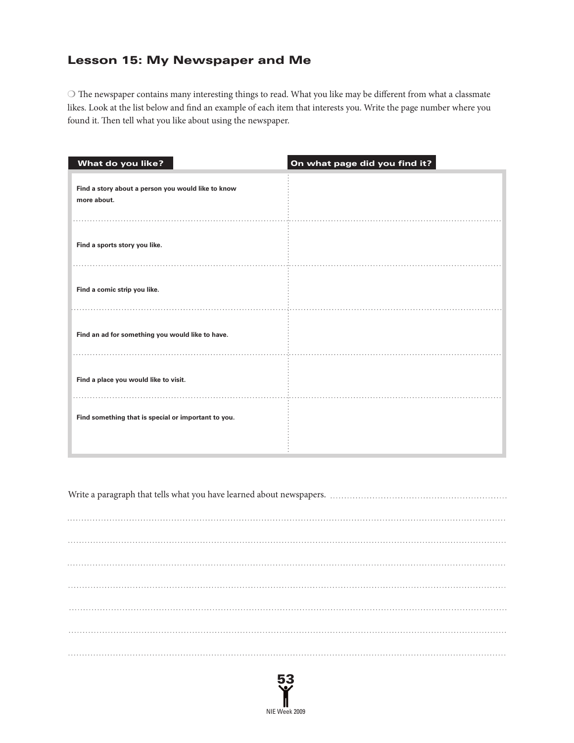## Lesson 15: My Newspaper and Me

❍ The newspaper contains many interesting things to read. What you like may be different from what a classmate likes. Look at the list below and find an example of each item that interests you. Write the page number where you found it. Then tell what you like about using the newspaper.

| What do you like? | On what page did you find it? |
|---|---|
| **Find a story about a person you would like to know more about.** | |
| **Find a sports story you like.** | |
| **Find a comic strip you like.** | |
| **Find an ad for something you would like to have.** | |
| **Find a place you would like to visit.** | |
| **Find something that is special or important to you.** | |

Write a paragraph that tells what you have learned about newspapers. ……………………………………………………

…………………………………………………………………………………………………………………………

…………………………………………………………………………………………………………………………

…………………………………………………………………………………………………………………………

…………………………………………………………………………………………………………………………

…………………………………………………………………………………………………………………………

…………………………………………………………………………………………………………………………

…………………………………………………………………………………………………………………………